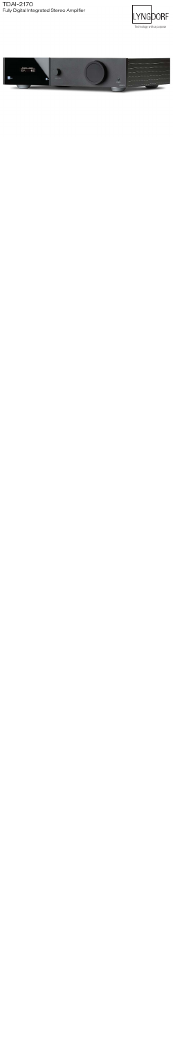# TDAI-2170

Fully Digital Integrated Stereo Amplifier

LYNGDORF

Technology with a purpose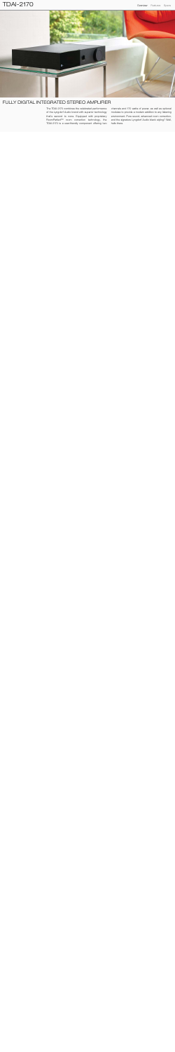# TDAI-2170

Overview Features Specs

## FULLY DIGITAL INTEGRATED STEREO AMPLIFIER

The TDAI-2170 combines the celebrated performance of the Lyngdorf Audio brand with superior technology that's second to none. Equipped with proprietary RoomPerfect™ room correction technology, the TDAI-2170 is a user-friendly component offering two channels and 170 watts of power, as well as optional modules to provide a modern addition to any listening environment. Pure sound, advanced room correction, and the signature Lyngdorf Audio black styling? Well, hello there.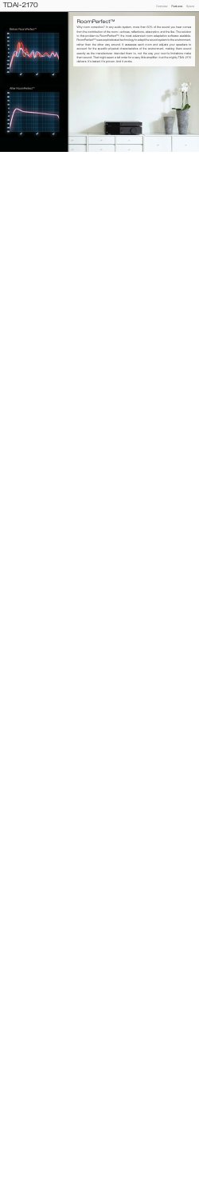Without RoomPerfect™

After RoomPerfect™

## RoomPerfect™

Why room correction? In any audio system, more than 80% of the sound you hear comes from the combination of the room: surfaces, reflections, absorption, and the like. The solution to the problem is RoomPerfect™, the most advanced room adaptation software available. RoomPerfect™ uses sophisticated technology to adapt the sound system to the environment, rather than the other way around. It assesses each room and adjusts your speakers to account for the specific physical characteristics of the environment, making them sound exactly as the manufacturer intended them to, not the way your room's limitations make them sound. That might seem a tad elitist for a bass little amplifier. But the mighty TDAI-2170 delivers it's best at it's price. And it works.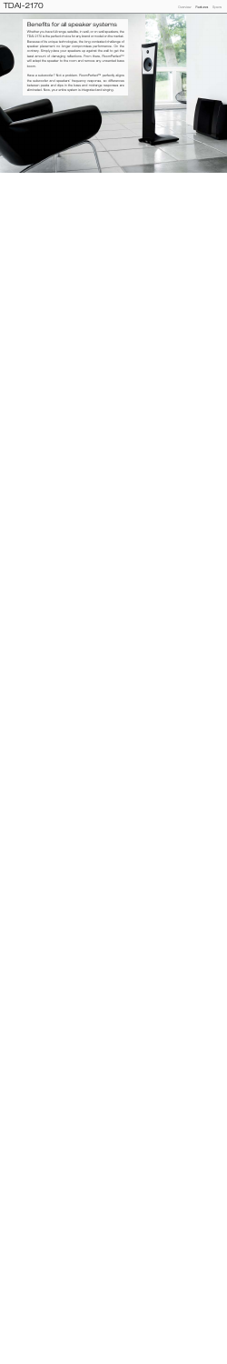## Benefits for all speaker systems

Whether you have full-range satellite, in-wall, or on-wall speakers, the TDAI-2170 is the perfect choice for any brand or model in the market. Because of its unique technologies, the long considered challenge of speaker placement no longer compromises performance. On the contrary: Simply place your speakers up against the wall to get the least amount of damaging reflections. From there, RoomPerfect™ will adapt the speaker to the room and remove any unwanted bass boom.

Have a subwoofer? Not a problem. RoomPerfect™ perfectly aligns the subwoofer and speakers' frequency response, so differences between peaks and dips in the bass and midrange responses are eliminated. Now, your entire system is integrated and singing.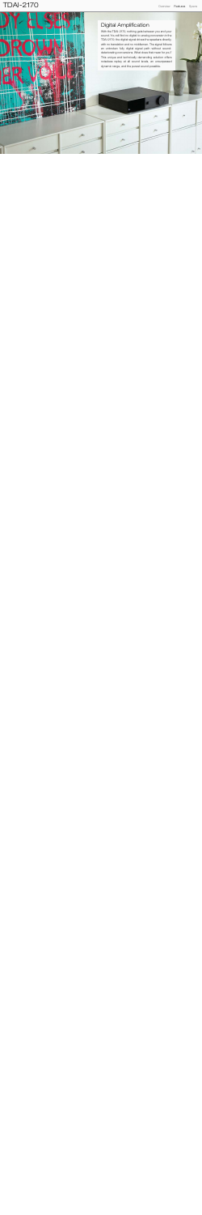# TDAI-2170

Overview Features Specs

## Digital Amplification

With the TDAI-2170, nothing gets between you and your sound. You will find no digital-to-analog conversion in the TDAI-2170. The digital signal drives the speakers directly, with no translation and no middleman. The digital fidelity is unbroken: fully digital signal path without sound-deteriorating conversions. What does that mean for you? This unique and technically demanding solution offers noiseless replay at all sound levels, an unsurpassed dynamic range, and the purest sound possible.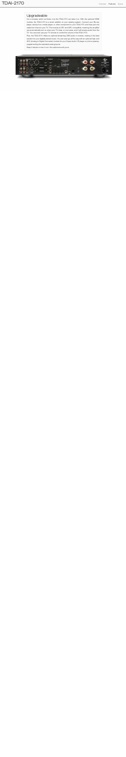# TDAI-2170

Overview Features Specs

## Upgradeable

It's a complex world out there, but the TDAI-2170 can take it on. With the optional HDMI module, the TDAI-2170 is a smart addition to your existing system. Connect your Blu-ray player, set-top box, media player, or other component to your TDAI-2170 and then just one cable from there to your TV. The module is CEC and ARC compatible, meaning the amplifier comes automatically turn on when your TV does, or vice-versa, and it will receive audio from the TV. You can even use your TV remote to control the volume of the TDAI-2170.

Plus, the TDAI-2170 offers an optional streaming USB audio in module, making it the ideal solution for your digitally stored music. You can even go all the way with an optional high-end ADC (Analog to Digital Converter) module for your Super Audio CD player or phono preamp, supplementing the standard analog inputs.

Keep it simple or max it out - the options are all yours.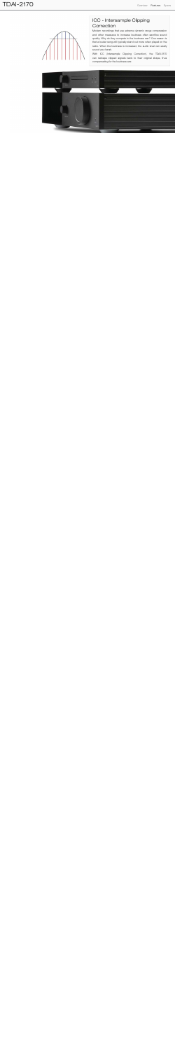## ICC - Intersample Clipping Correction

Modern recordings that use extreme dynamic range compression and other measures to increase loudness often sacrifice sound quality. Why do they compete in the loudness war? One reason is that a louder song will typically stand out more when played on the radio. When the loudness is increased, the audio level can easily sound very harsh.

With ICC (Intersample Clipping Correction), the TDAI-2170 can restore clipped signals back to their original shape, thus compensating for the loudness war.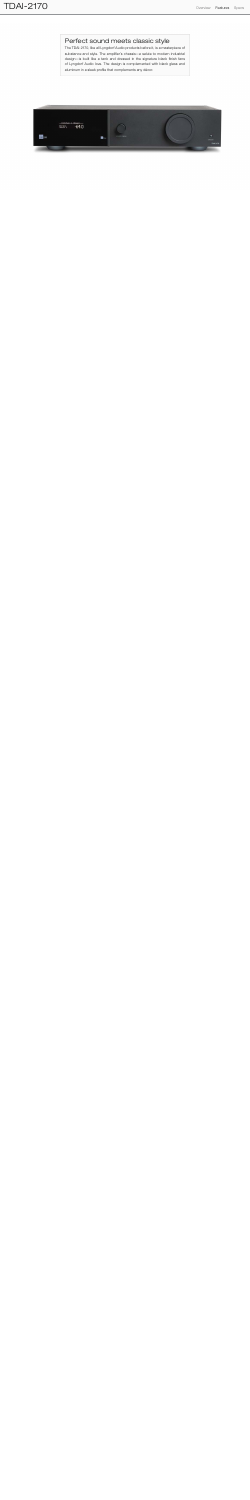# TDAI-2170

Overview Features Specs

## Perfect sound meets classic style

The TDAI-2170, like all Lyngdorf Audio products before it, is a masterpiece of substance and style. The amplifier's chassis—a study in modern industrial design—is built like a tank and dressed in the signature black finish fans of Lyngdorf Audio love. The design is complemented with black glass and aluminum in a sleek profile that complements any decor.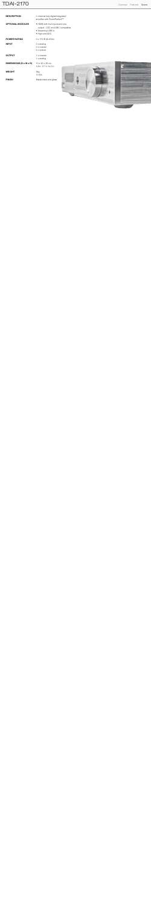# TDAI-2170

| | |
|---|---|
| **DESCRIPTION** | 2 channel fully digital integrated amplifier with PowerPurity™ |
| **OPTIONAL MODULES** | • HDMI with four inputs and one output - CEC and ARC compatible<br>• Streaming UPnP<br>• High-end DAC |
| **POWER RATING** | 2 x 170 W @ 4 Ohm |
| **INPUT** | 2 x analog<br>2 x coaxial<br>4 x optical |
| **OUTPUT** | 1 x coaxial<br>1 x analog |
| **DIMENSIONS (H x W x D)** | 10 x 45 x 38 cm<br>3.9 x 17.7 x 14.9 in |
| **WEIGHT** | 9kg<br>19.8 lb |
| **FINISH** | Matte black and glass |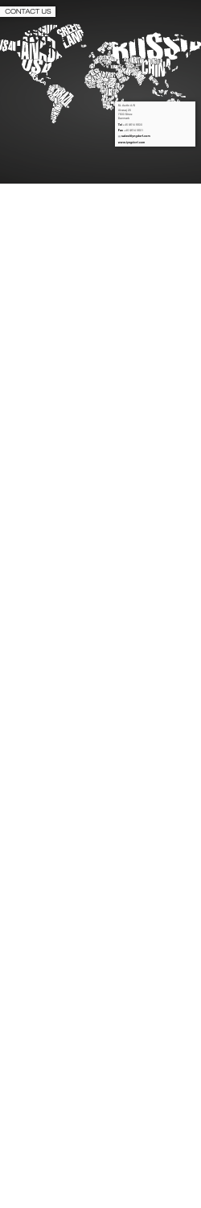# CONTACT US

St. Aurlio A/S
Ålsvej 25
7300 Ørsk
Denmark

**Tel** +45 9814 0000

**Fax** +45 9814 0001

@ **sales@pr.com**

**www.pr.com**